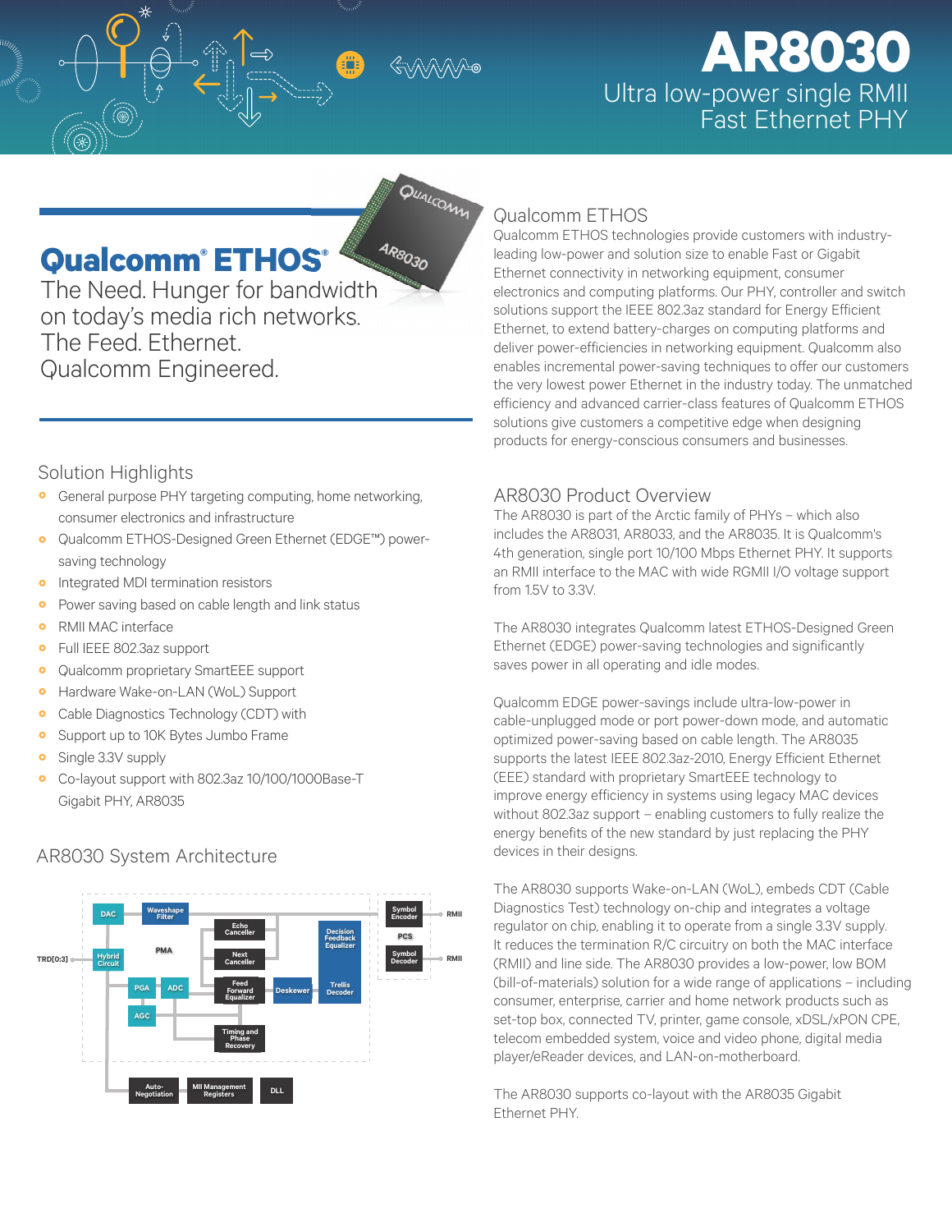# AR8030

## Ultra low-power single RMII Fast Ethernet PHY

## Qualcomm® ETHOS®

The Need. Hunger for bandwidth on today's media rich networks.
The Feed. Ethernet.
Qualcomm Engineered.

### Solution Highlights

- General purpose PHY targeting computing, home networking, consumer electronics and infrastructure
- Qualcomm ETHOS-Designed Green Ethernet (EDGE™) power-saving technology
- Integrated MDI termination resistors
- Power saving based on cable length and link status
- RMII MAC interface
- Full IEEE 802.3az support
- Qualcomm proprietary SmartEEE support
- Hardware Wake-on-LAN (WoL) Support
- Cable Diagnostics Technology (CDT) with
- Support up to 10K Bytes Jumbo Frame
- Single 3.3V supply
- Co-layout support with 802.3az 10/100/1000Base-T Gigabit PHY, AR8035

### AR8030 System Architecture

TRD[0:3] | DAC | Waveshape Filter | Hybrid Circuit | PMA | Echo Canceller | Next Canceller | Feed Forward Equalizer | Deskewer | Decision Feedback Equalizer | Trellis Decoder | PGA | ADC | AGC | Timing and Phase Recovery | Symbol Encoder | PCS | Symbol Decoder | RMII | RMII | Auto-Negotiation | MII Management Registers | DLL

### Qualcomm ETHOS

Qualcomm ETHOS technologies provide customers with industry-leading low-power and solution size to enable Fast or Gigabit Ethernet connectivity in networking equipment, consumer electronics and computing platforms. Our PHY, controller and switch solutions support the IEEE 802.3az standard for Energy Efficient Ethernet, to extend battery-charges on computing platforms and deliver power-efficiencies in networking equipment. Qualcomm also enables incremental power-saving techniques to offer our customers the very lowest power Ethernet in the industry today. The unmatched efficiency and advanced carrier-class features of Qualcomm ETHOS solutions give customers a competitive edge when designing products for energy-conscious consumers and businesses.

### AR8030 Product Overview

The AR8030 is part of the Arctic family of PHYs – which also includes the AR8031, AR8033, and the AR8035. It is Qualcomm's 4th generation, single port 10/100 Mbps Ethernet PHY. It supports an RMII interface to the MAC with wide RGMII I/O voltage support from 1.5V to 3.3V.

The AR8030 integrates Qualcomm latest ETHOS-Designed Green Ethernet (EDGE) power-saving technologies and significantly saves power in all operating and idle modes.

Qualcomm EDGE power-savings include ultra-low-power in cable-unplugged mode or port power-down mode, and automatic optimized power-saving based on cable length. The AR8035 supports the latest IEEE 802.3az-2010, Energy Efficient Ethernet (EEE) standard with proprietary SmartEEE technology to improve energy efficiency in systems using legacy MAC devices without 802.3az support – enabling customers to fully realize the energy benefits of the new standard by just replacing the PHY devices in their designs.

The AR8030 supports Wake-on-LAN (WoL), embeds CDT (Cable Diagnostics Test) technology on-chip and integrates a voltage regulator on chip, enabling it to operate from a single 3.3V supply. It reduces the termination R/C circuitry on both the MAC interface (RMII) and line side. The AR8030 provides a low-power, low BOM (bill-of-materials) solution for a wide range of applications – including consumer, enterprise, carrier and home network products such as set-top box, connected TV, printer, game console, xDSL/xPON CPE, telecom embedded system, voice and video phone, digital media player/eReader devices, and LAN-on-motherboard.

The AR8030 supports co-layout with the AR8035 Gigabit Ethernet PHY.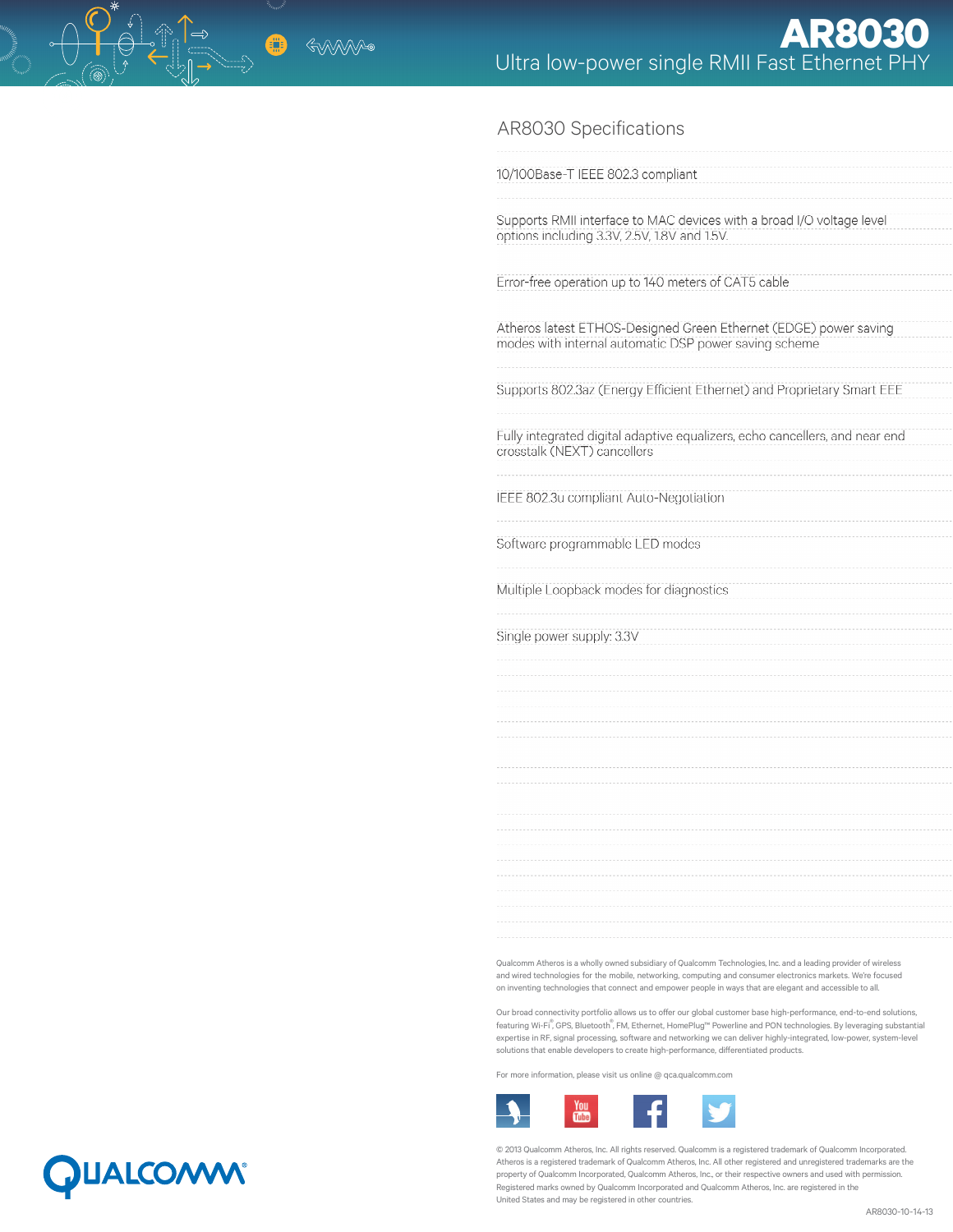# AR8030

Ultra low-power single RMII Fast Ethernet PHY

## AR8030 Specifications

10/100Base-T IEEE 802.3 compliant

Supports RMII interface to MAC devices with a broad I/O voltage level options including 3.3V, 2.5V, 1.8V and 1.5V.

Error-free operation up to 140 meters of CAT5 cable

Atheros latest ETHOS-Designed Green Ethernet (EDGE) power saving modes with internal automatic DSP power saving scheme

Supports 802.3az (Energy Efficient Ethernet) and Proprietary Smart EEE

Fully integrated digital adaptive equalizers, echo cancellers, and near end crosstalk (NEXT) cancellers

IEEE 802.3u compliant Auto-Negotiation

Software programmable LED modes

Multiple Loopback modes for diagnostics

Single power supply: 3.3V

Qualcomm Atheros is a wholly owned subsidiary of Qualcomm Technologies, Inc. and a leading provider of wireless and wired technologies for the mobile, networking, computing and consumer electronics markets. We're focused on inventing technologies that connect and empower people in ways that are elegant and accessible to all.

Our broad connectivity portfolio allows us to offer our global customer base high-performance, end-to-end solutions, featuring Wi-Fi®, GPS, Bluetooth®, FM, Ethernet, HomePlug™ Powerline and PON technologies. By leveraging substantial expertise in RF, signal processing, software and networking we can deliver highly-integrated, low-power, system-level solutions that enable developers to create high-performance, differentiated products.

For more information, please visit us online @ qca.qualcomm.com

QUALCOMM®

© 2013 Qualcomm Atheros, Inc. All rights reserved. Qualcomm is a registered trademark of Qualcomm Incorporated. Atheros is a registered trademark of Qualcomm Atheros, Inc. All other registered and unregistered trademarks are the property of Qualcomm Incorporated, Qualcomm Atheros, Inc., or their respective owners and used with permission. Registered marks owned by Qualcomm Incorporated and Qualcomm Atheros, Inc. are registered in the United States and may be registered in other countries.

AR8030-10-14-13